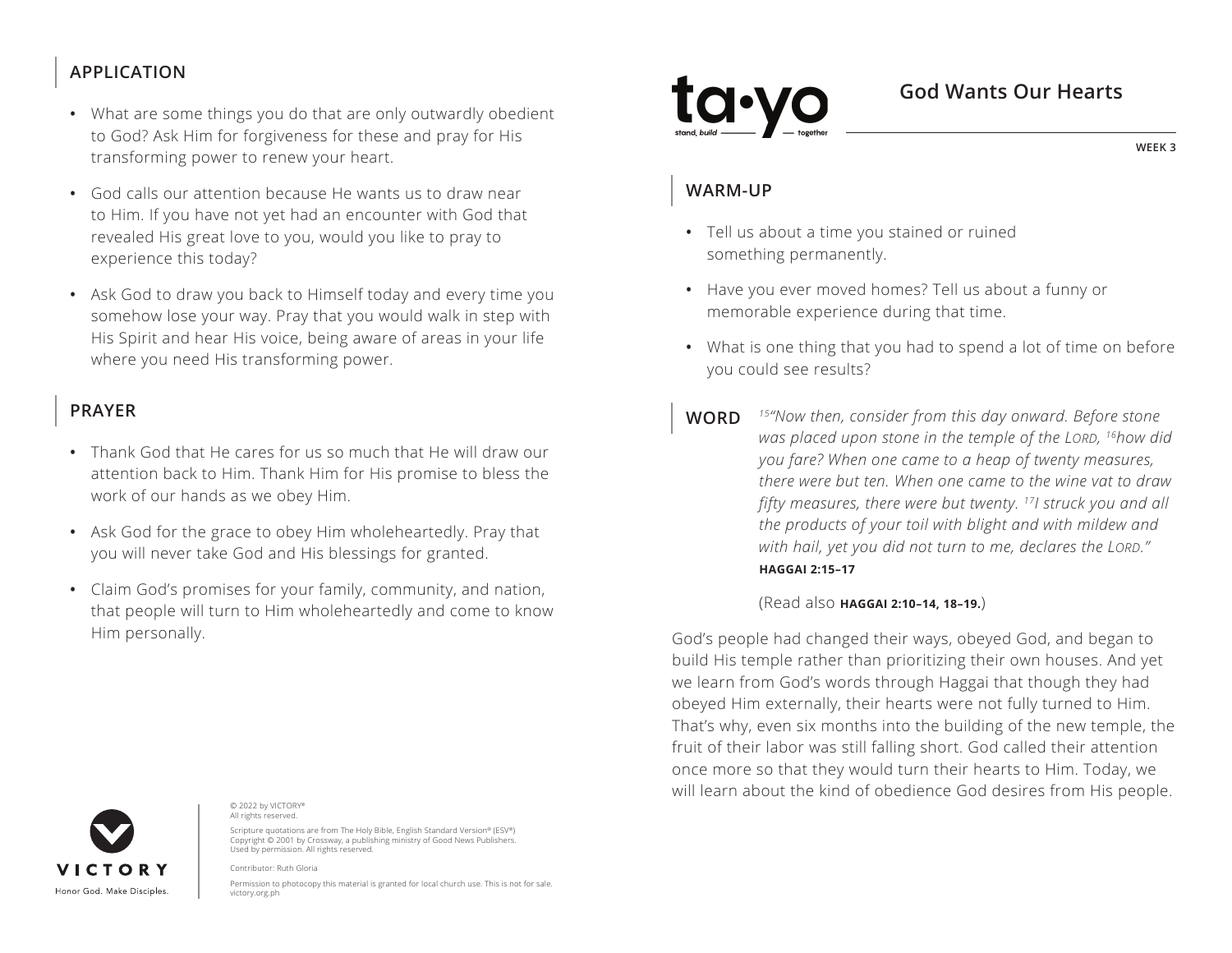# God Wants Our Hearts

WEEK 3

## WARM-UP

- Tell us about a time you stained or ruined something permanently.
- Have you ever moved homes? Tell us about a funny or memorable experience during that time.
- What is one thing that you had to spend a lot of time on before you could see results?

## WORD

*[15]"Now then, consider from this day onward. Before stone was placed upon stone in the temple of the LORD, [16]how did you fare? When one came to a heap of twenty measures, there were but ten. When one came to the wine vat to draw fifty measures, there were but twenty. [17]I struck you and all the products of your toil with blight and with mildew and with hail, yet you did not turn to me, declares the LORD."*
**HAGGAI 2:15–17**

(Read also **HAGGAI 2:10–14, 18–19.**)

God's people had changed their ways, obeyed God, and began to build His temple rather than prioritizing their own houses. And yet we learn from God's words through Haggai that though they had obeyed Him externally, their hearts were not fully turned to Him. That's why, even six months into the building of the new temple, the fruit of their labor was still falling short. God called their attention once more so that they would turn their hearts to Him. Today, we will learn about the kind of obedience God desires from His people.

## APPLICATION

- What are some things you do that are only outwardly obedient to God? Ask Him for forgiveness for these and pray for His transforming power to renew your heart.
- God calls our attention because He wants us to draw near to Him. If you have not yet had an encounter with God that revealed His great love to you, would you like to pray to experience this today?
- Ask God to draw you back to Himself today and every time you somehow lose your way. Pray that you would walk in step with His Spirit and hear His voice, being aware of areas in your life where you need His transforming power.

## PRAYER

- Thank God that He cares for us so much that He will draw our attention back to Him. Thank Him for His promise to bless the work of our hands as we obey Him.
- Ask God for the grace to obey Him wholeheartedly. Pray that you will never take God and His blessings for granted.
- Claim God's promises for your family, community, and nation, that people will turn to Him wholeheartedly and come to know Him personally.

© 2022 by VICTORY®
All rights reserved.

Scripture quotations are from The Holy Bible, English Standard Version® (ESV®) Copyright © 2001 by Crossway, a publishing ministry of Good News Publishers. Used by permission. All rights reserved.

Contributor: Ruth Gloria

Permission to photocopy this material is granted for local church use. This is not for sale.
victory.org.ph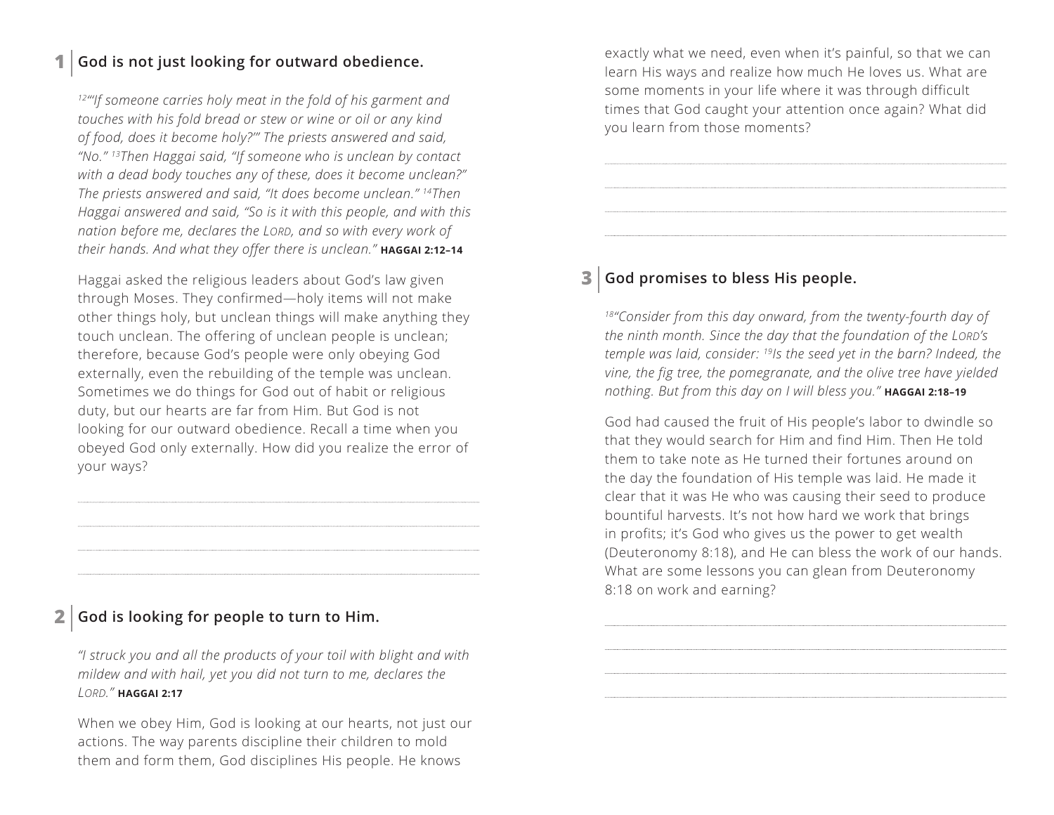## 1 God is not just looking for outward obedience.

*[12]"'If someone carries holy meat in the fold of his garment and touches with his fold bread or stew or wine or oil or any kind of food, does it become holy?'" The priests answered and said, "No." [13]Then Haggai said, "If someone who is unclean by contact with a dead body touches any of these, does it become unclean?" The priests answered and said, "It does become unclean." [14]Then Haggai answered and said, "So is it with this people, and with this nation before me, declares the Lord, and so with every work of their hands. And what they offer there is unclean."* **HAGGAI 2:12–14**

Haggai asked the religious leaders about God's law given through Moses. They confirmed—holy items will not make other things holy, but unclean things will make anything they touch unclean. The offering of unclean people is unclean; therefore, because God's people were only obeying God externally, even the rebuilding of the temple was unclean. Sometimes we do things for God out of habit or religious duty, but our hearts are far from Him. But God is not looking for our outward obedience. Recall a time when you obeyed God only externally. How did you realize the error of your ways?

## 2 God is looking for people to turn to Him.

*"I struck you and all the products of your toil with blight and with mildew and with hail, yet you did not turn to me, declares the Lord."* **HAGGAI 2:17**

When we obey Him, God is looking at our hearts, not just our actions. The way parents discipline their children to mold them and form them, God disciplines His people. He knows exactly what we need, even when it's painful, so that we can learn His ways and realize how much He loves us. What are some moments in your life where it was through difficult times that God caught your attention once again? What did you learn from those moments?

## 3 God promises to bless His people.

*[18]"Consider from this day onward, from the twenty-fourth day of the ninth month. Since the day that the foundation of the Lord's temple was laid, consider: [19]Is the seed yet in the barn? Indeed, the vine, the fig tree, the pomegranate, and the olive tree have yielded nothing. But from this day on I will bless you."* **HAGGAI 2:18–19**

God had caused the fruit of His people's labor to dwindle so that they would search for Him and find Him. Then He told them to take note as He turned their fortunes around on the day the foundation of His temple was laid. He made it clear that it was He who was causing their seed to produce bountiful harvests. It's not how hard we work that brings in profits; it's God who gives us the power to get wealth (Deuteronomy 8:18), and He can bless the work of our hands. What are some lessons you can glean from Deuteronomy 8:18 on work and earning?